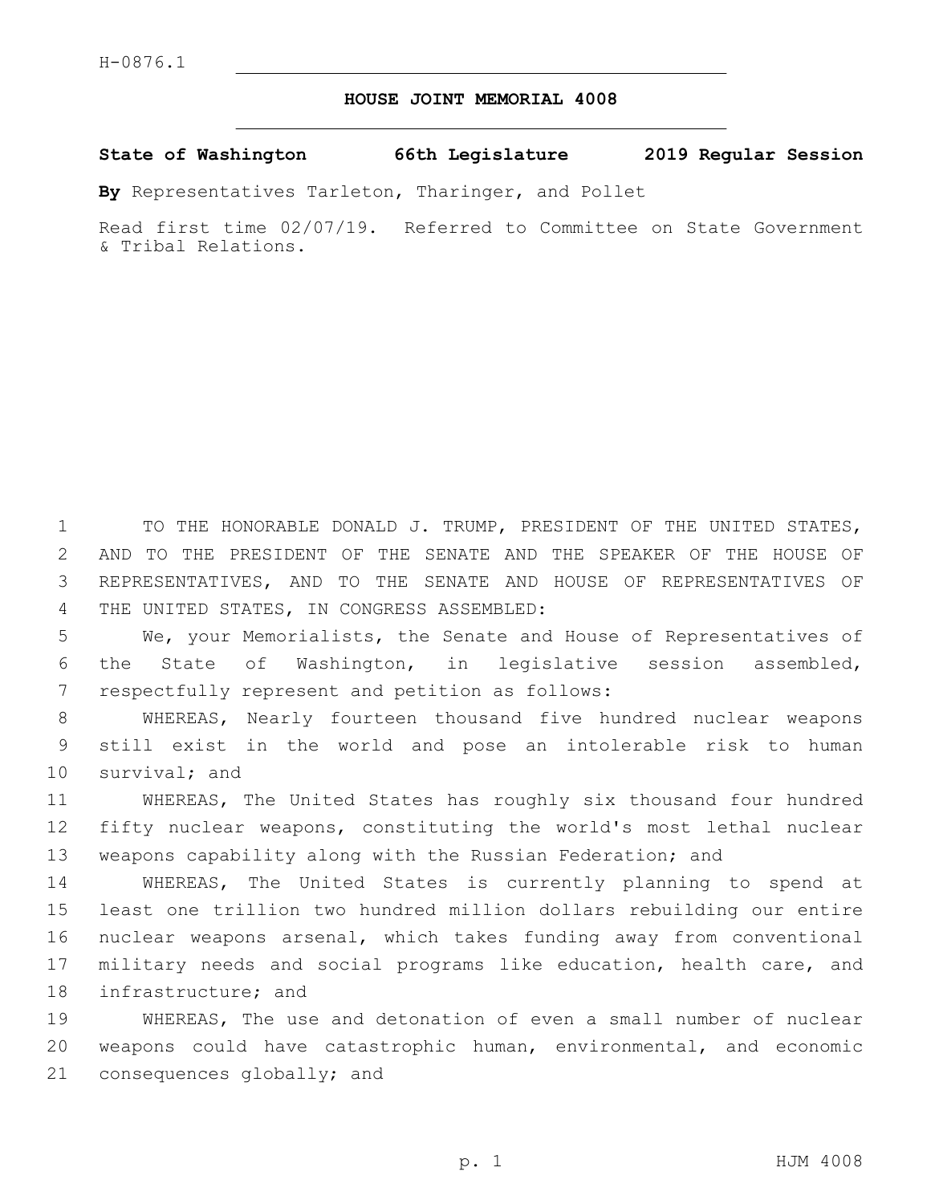H-0876.1

# HOUSE JOINT MEMORIAL 4008

**State of Washington 66th Legislature 2019 Regular Session**

**By** Representatives Tarleton, Tharinger, and Pollet

Read first time 02/07/19. Referred to Committee on State Government & Tribal Relations.

TO THE HONORABLE DONALD J. TRUMP, PRESIDENT OF THE UNITED STATES, AND TO THE PRESIDENT OF THE SENATE AND THE SPEAKER OF THE HOUSE OF REPRESENTATIVES, AND TO THE SENATE AND HOUSE OF REPRESENTATIVES OF THE UNITED STATES, IN CONGRESS ASSEMBLED:

We, your Memorialists, the Senate and House of Representatives of the State of Washington, in legislative session assembled, respectfully represent and petition as follows:

WHEREAS, Nearly fourteen thousand five hundred nuclear weapons still exist in the world and pose an intolerable risk to human survival; and

WHEREAS, The United States has roughly six thousand four hundred fifty nuclear weapons, constituting the world's most lethal nuclear weapons capability along with the Russian Federation; and

WHEREAS, The United States is currently planning to spend at least one trillion two hundred million dollars rebuilding our entire nuclear weapons arsenal, which takes funding away from conventional military needs and social programs like education, health care, and infrastructure; and

WHEREAS, The use and detonation of even a small number of nuclear weapons could have catastrophic human, environmental, and economic consequences globally; and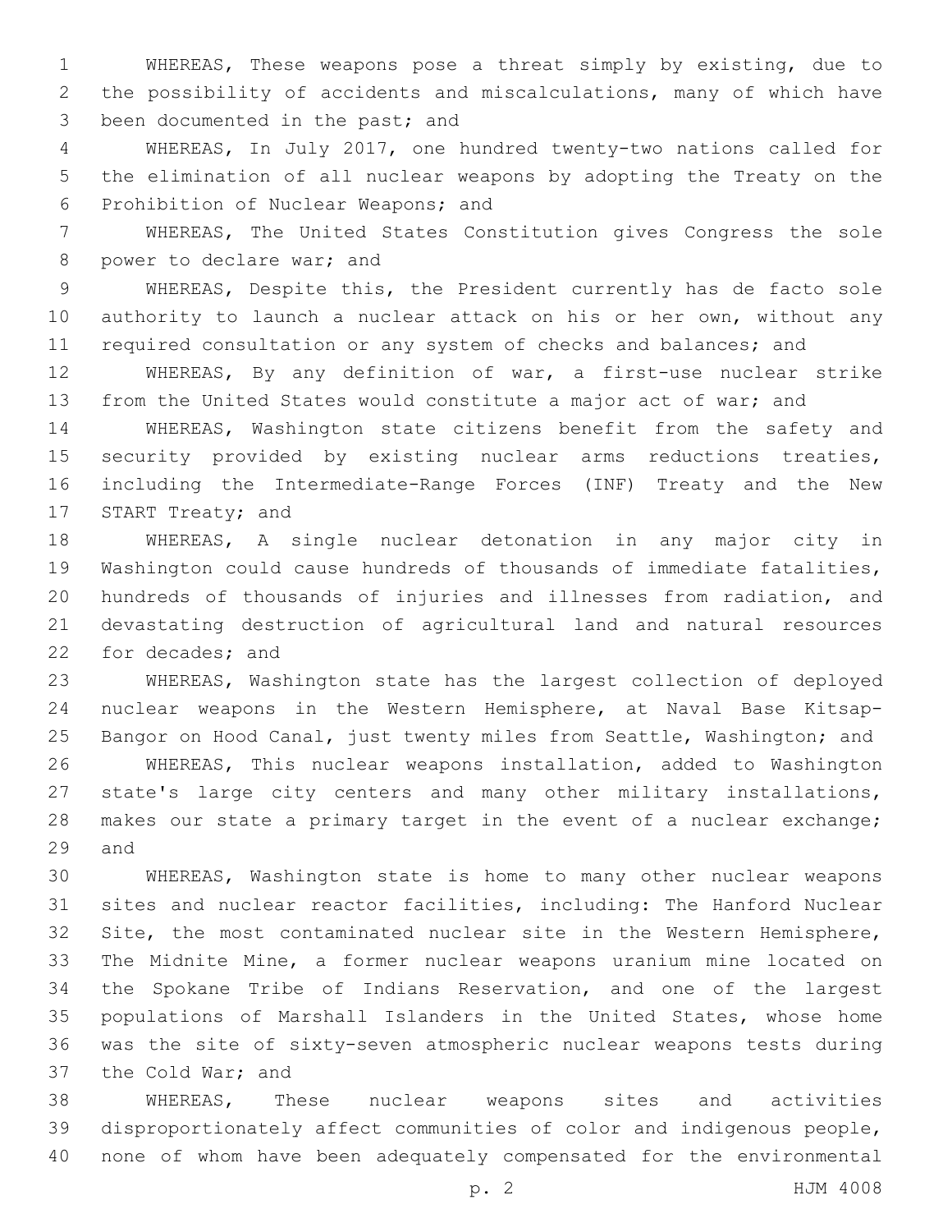WHEREAS, These weapons pose a threat simply by existing, due to the possibility of accidents and miscalculations, many of which have been documented in the past; and

WHEREAS, In July 2017, one hundred twenty-two nations called for the elimination of all nuclear weapons by adopting the Treaty on the Prohibition of Nuclear Weapons; and

WHEREAS, The United States Constitution gives Congress the sole power to declare war; and

WHEREAS, Despite this, the President currently has de facto sole authority to launch a nuclear attack on his or her own, without any required consultation or any system of checks and balances; and

WHEREAS, By any definition of war, a first-use nuclear strike from the United States would constitute a major act of war; and

WHEREAS, Washington state citizens benefit from the safety and security provided by existing nuclear arms reductions treaties, including the Intermediate-Range Forces (INF) Treaty and the New START Treaty; and

WHEREAS, A single nuclear detonation in any major city in Washington could cause hundreds of thousands of immediate fatalities, hundreds of thousands of injuries and illnesses from radiation, and devastating destruction of agricultural land and natural resources for decades; and

WHEREAS, Washington state has the largest collection of deployed nuclear weapons in the Western Hemisphere, at Naval Base Kitsap-Bangor on Hood Canal, just twenty miles from Seattle, Washington; and

WHEREAS, This nuclear weapons installation, added to Washington state's large city centers and many other military installations, makes our state a primary target in the event of a nuclear exchange; and

WHEREAS, Washington state is home to many other nuclear weapons sites and nuclear reactor facilities, including: The Hanford Nuclear Site, the most contaminated nuclear site in the Western Hemisphere, The Midnite Mine, a former nuclear weapons uranium mine located on the Spokane Tribe of Indians Reservation, and one of the largest populations of Marshall Islanders in the United States, whose home was the site of sixty-seven atmospheric nuclear weapons tests during the Cold War; and

WHEREAS, These nuclear weapons sites and activities disproportionately affect communities of color and indigenous people, none of whom have been adequately compensated for the environmental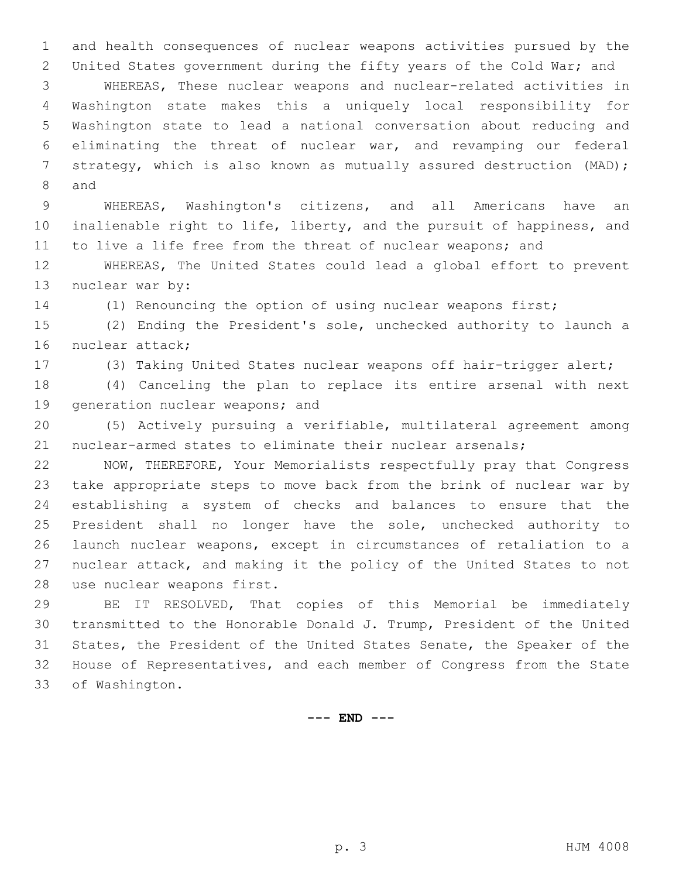and health consequences of nuclear weapons activities pursued by the United States government during the fifty years of the Cold War; and

WHEREAS, These nuclear weapons and nuclear-related activities in Washington state makes this a uniquely local responsibility for Washington state to lead a national conversation about reducing and eliminating the threat of nuclear war, and revamping our federal strategy, which is also known as mutually assured destruction (MAD); and

WHEREAS, Washington's citizens, and all Americans have an inalienable right to life, liberty, and the pursuit of happiness, and to live a life free from the threat of nuclear weapons; and

WHEREAS, The United States could lead a global effort to prevent nuclear war by:

(1) Renouncing the option of using nuclear weapons first;

(2) Ending the President's sole, unchecked authority to launch a nuclear attack;

(3) Taking United States nuclear weapons off hair-trigger alert;

(4) Canceling the plan to replace its entire arsenal with next generation nuclear weapons; and

(5) Actively pursuing a verifiable, multilateral agreement among nuclear-armed states to eliminate their nuclear arsenals;

NOW, THEREFORE, Your Memorialists respectfully pray that Congress take appropriate steps to move back from the brink of nuclear war by establishing a system of checks and balances to ensure that the President shall no longer have the sole, unchecked authority to launch nuclear weapons, except in circumstances of retaliation to a nuclear attack, and making it the policy of the United States to not use nuclear weapons first.

BE IT RESOLVED, That copies of this Memorial be immediately transmitted to the Honorable Donald J. Trump, President of the United States, the President of the United States Senate, the Speaker of the House of Representatives, and each member of Congress from the State of Washington.

**--- END ---**